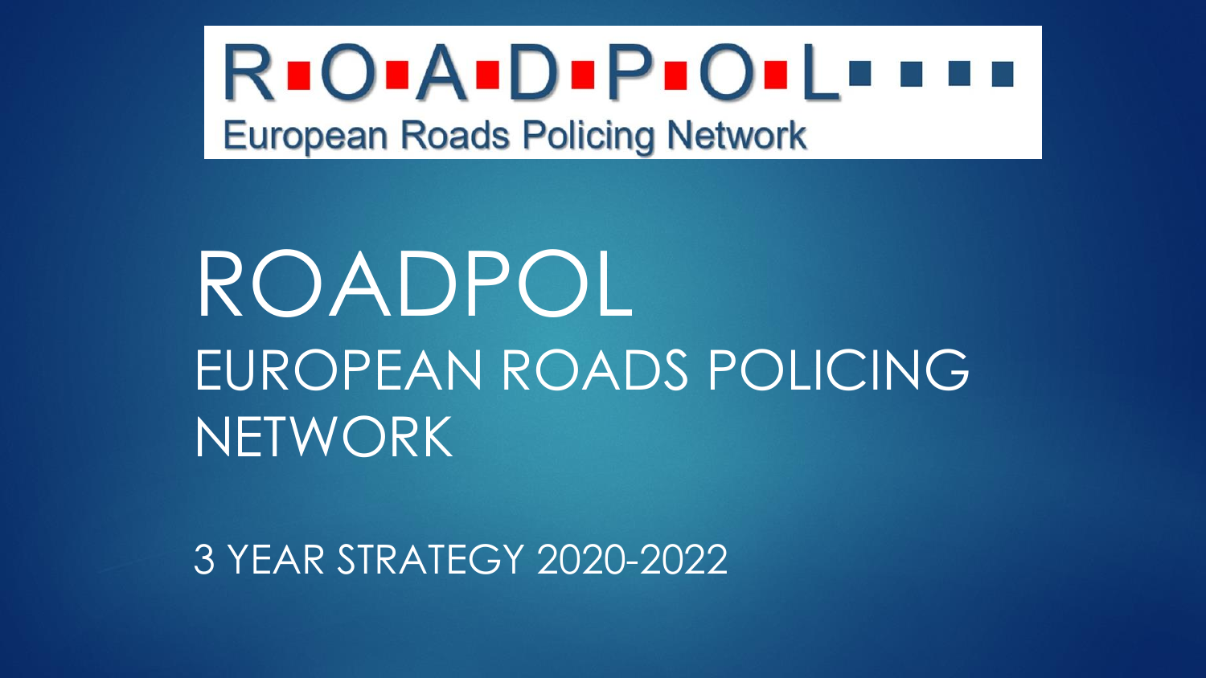R·O·A·D·P·O·L

European Roads Policing Network

# ROADPOL

## EUROPEAN ROADS POLICING NETWORK

3 YEAR STRATEGY 2020-2022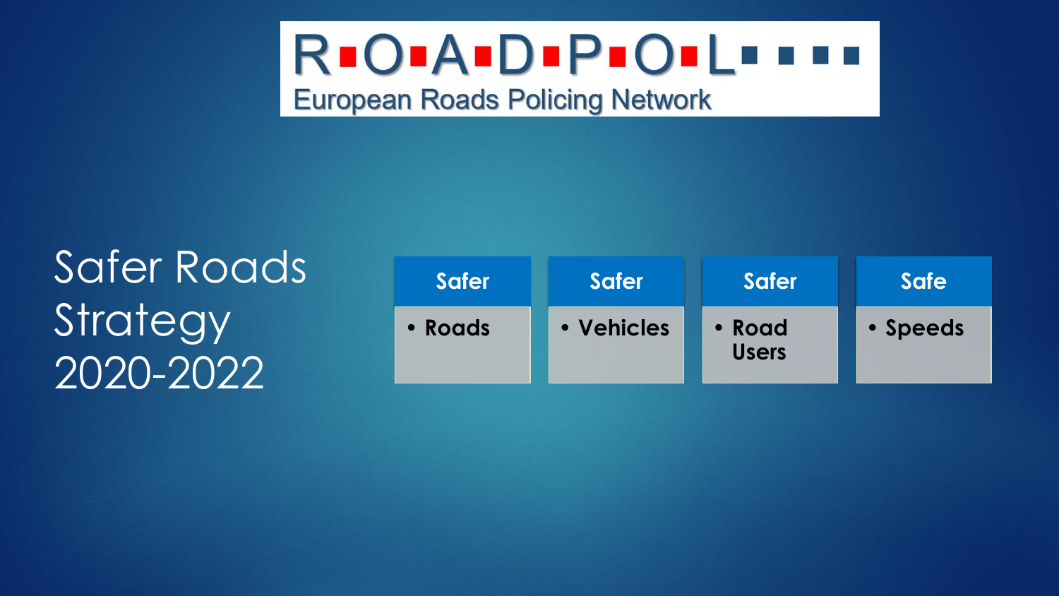R▪O▪A▪D▪P▪O▪L

European Roads Policing Network

# Safer Roads Strategy 2020-2022

| Safer | Safer | Safer | Safe |
| --- | --- | --- | --- |
| • Roads | • Vehicles | • Road Users | • Speeds |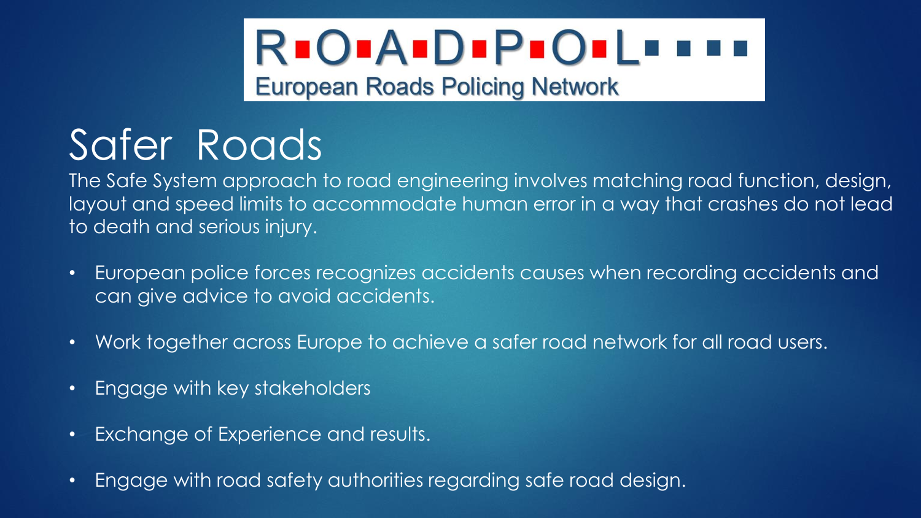ROADPOL

European Roads Policing Network

# Safer Roads

The Safe System approach to road engineering involves matching road function, design, layout and speed limits to accommodate human error in a way that crashes do not lead to death and serious injury.

- European police forces recognizes accidents causes when recording accidents and can give advice to avoid accidents.
- Work together across Europe to achieve a safer road network for all road users.
- Engage with key stakeholders
- Exchange of Experience and results.
- Engage with road safety authorities regarding safe road design.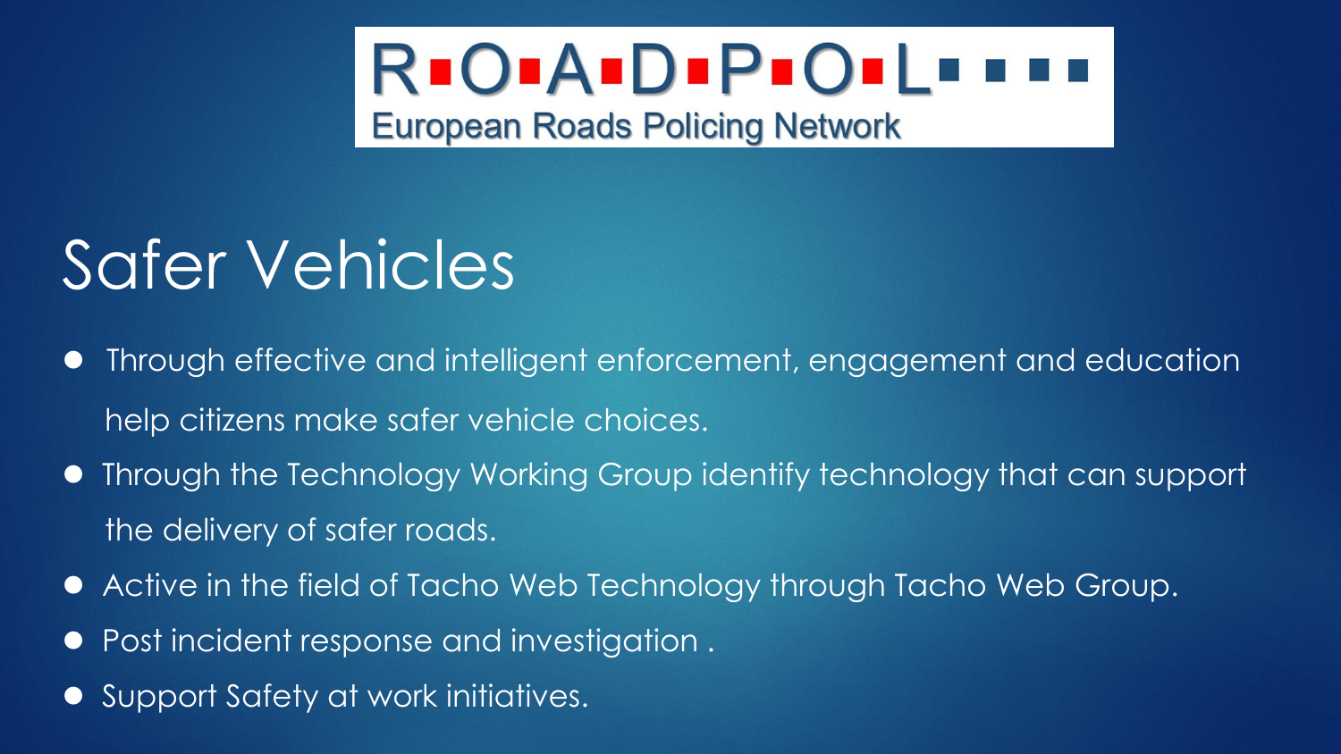ROADPOL

European Roads Policing Network

# Safer Vehicles

- Through effective and intelligent enforcement, engagement and education help citizens make safer vehicle choices.
- Through the Technology Working Group identify technology that can support the delivery of safer roads.
- Active in the field of Tacho Web Technology through Tacho Web Group.
- Post incident response and investigation .
- Support Safety at work initiatives.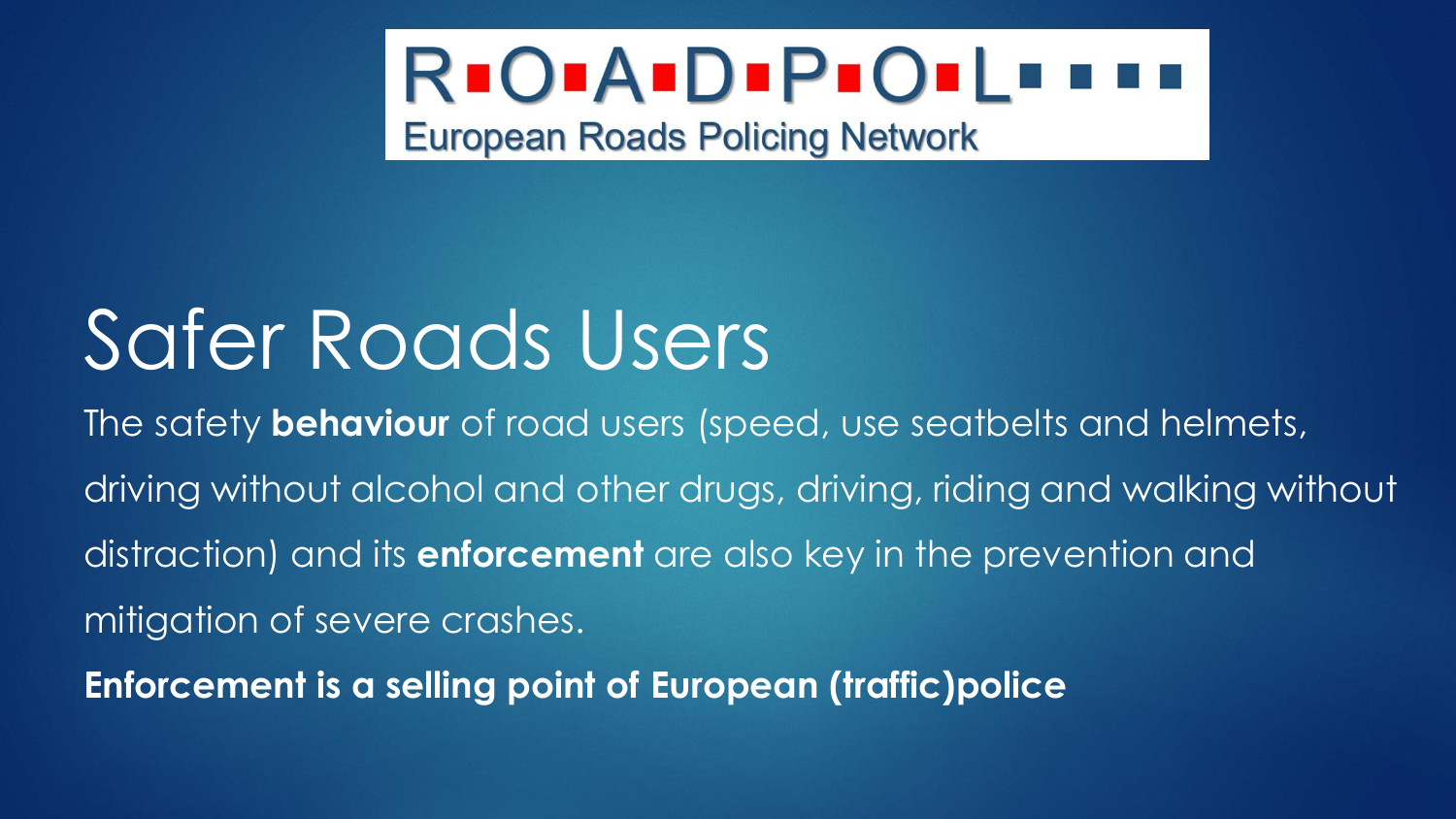R▪O▪A▪D▪P▪O▪L▪ ▪ ▪ ▪
European Roads Policing Network

# Safer Roads Users

The safety **behaviour** of road users (speed, use seatbelts and helmets, driving without alcohol and other drugs, driving, riding and walking without distraction) and its **enforcement** are also key in the prevention and mitigation of severe crashes.

**Enforcement is a selling point of European (traffic)police**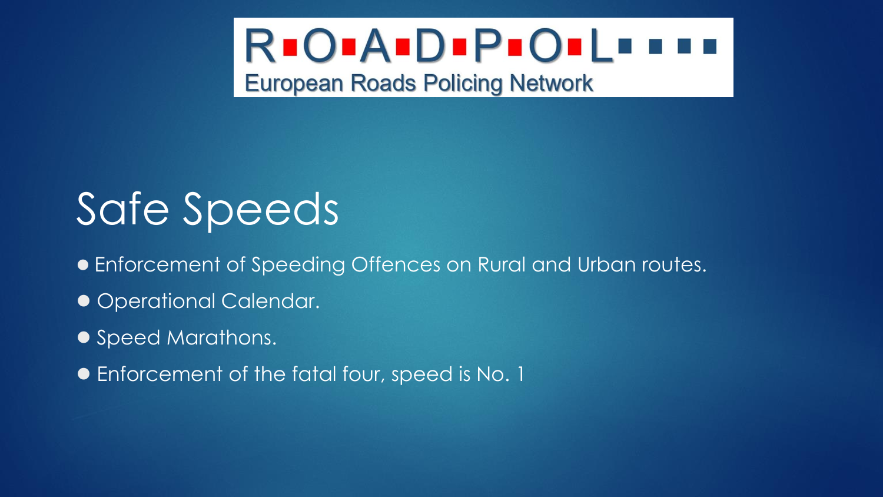R·O·A·D·P·O·L

European Roads Policing Network

# Safe Speeds

- Enforcement of Speeding Offences on Rural and Urban routes.
- Operational Calendar.
- Speed Marathons.
- Enforcement of the fatal four, speed is No. 1